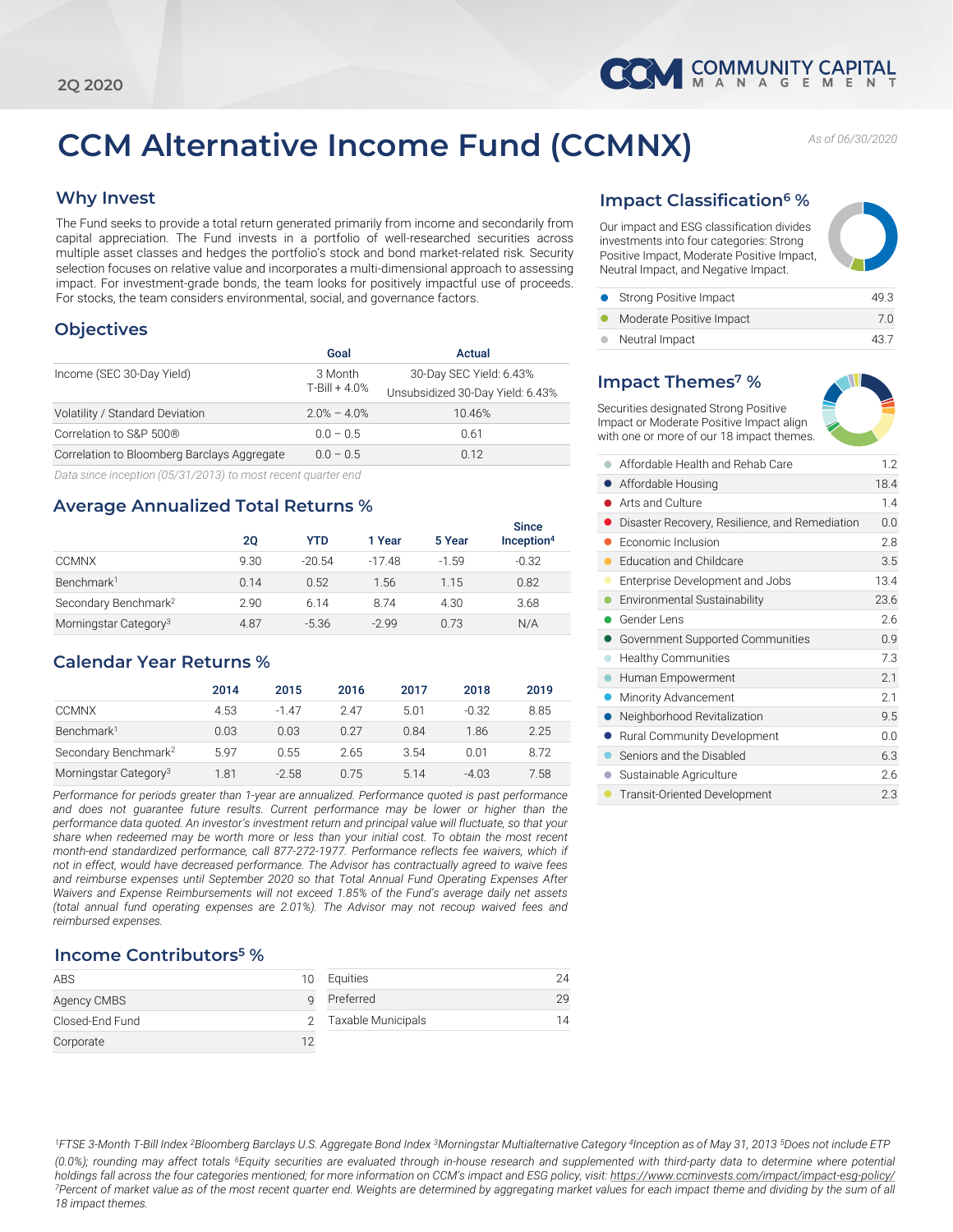2Q 2020

# CCM Alternative Income Fund (CCMNX)

*As of 06/30/2020*

## Why Invest

The Fund seeks to provide a total return generated primarily from income and secondarily from capital appreciation. The Fund invests in a portfolio of well-researched securities across multiple asset classes and hedges the portfolio's stock and bond market-related risk. Security selection focuses on relative value and incorporates a multi-dimensional approach to assessing impact. For investment-grade bonds, the team looks for positively impactful use of proceeds. For stocks, the team considers environmental, social, and governance factors.

## Objectives

| | Goal | Actual |
|---|---|---|
| Income (SEC 30-Day Yield) | 3 Month T-Bill + 4.0% | 30-Day SEC Yield: 6.43% Unsubsidized 30-Day Yield: 6.43% |
| Volatility / Standard Deviation | 2.0% – 4.0% | 10.46% |
| Correlation to S&P 500® | 0.0 – 0.5 | 0.61 |
| Correlation to Bloomberg Barclays Aggregate | 0.0 – 0.5 | 0.12 |

*Data since inception (05/31/2013) to most recent quarter end*

## Average Annualized Total Returns %

| | 2Q | YTD | 1 Year | 5 Year | Since Inception[4] |
|---|---|---|---|---|---|
| CCMNX | 9.30 | -20.54 | -17.48 | -1.59 | -0.32 |
| Benchmark[1] | 0.14 | 0.52 | 1.56 | 1.15 | 0.82 |
| Secondary Benchmark[2] | 2.90 | 6.14 | 8.74 | 4.30 | 3.68 |
| Morningstar Category[3] | 4.87 | -5.36 | -2.99 | 0.73 | N/A |

## Calendar Year Returns %

| | 2014 | 2015 | 2016 | 2017 | 2018 | 2019 |
|---|---|---|---|---|---|---|
| CCMNX | 4.53 | -1.47 | 2.47 | 5.01 | -0.32 | 8.85 |
| Benchmark[1] | 0.03 | 0.03 | 0.27 | 0.84 | 1.86 | 2.25 |
| Secondary Benchmark[2] | 5.97 | 0.55 | 2.65 | 3.54 | 0.01 | 8.72 |
| Morningstar Category[3] | 1.81 | -2.58 | 0.75 | 5.14 | -4.03 | 7.58 |

*Performance for periods greater than 1-year are annualized. Performance quoted is past performance and does not guarantee future results. Current performance may be lower or higher than the performance data quoted. An investor's investment return and principal value will fluctuate, so that your share when redeemed may be worth more or less than your initial cost. To obtain the most recent month-end standardized performance, call 877-272-1977. Performance reflects fee waivers, which if not in effect, would have decreased performance. The Advisor has contractually agreed to waive fees and reimburse expenses until September 2020 so that Total Annual Fund Operating Expenses After Waivers and Expense Reimbursements will not exceed 1.85% of the Fund's average daily net assets (total annual fund operating expenses are 2.01%). The Advisor may not recoup waived fees and reimbursed expenses.*

## Income Contributors[5] %

| | | | |
|---|---|---|---|
| ABS | 10 | Equities | 24 |
| Agency CMBS | 9 | Preferred | 29 |
| Closed-End Fund | 2 | Taxable Municipals | 14 |
| Corporate | 12 | | |

## Impact Classification[6] %

Our impact and ESG classification divides investments into four categories: Strong Positive Impact, Moderate Positive Impact, Neutral Impact, and Negative Impact.

| | |
|---|---|
| Strong Positive Impact | 49.3 |
| Moderate Positive Impact | 7.0 |
| Neutral Impact | 43.7 |

## Impact Themes[7] %

Securities designated Strong Positive Impact or Moderate Positive Impact align with one or more of our 18 impact themes.

| | |
|---|---|
| Affordable Health and Rehab Care | 1.2 |
| Affordable Housing | 18.4 |
| Arts and Culture | 1.4 |
| Disaster Recovery, Resilience, and Remediation | 0.0 |
| Economic Inclusion | 2.8 |
| Education and Childcare | 3.5 |
| Enterprise Development and Jobs | 13.4 |
| Environmental Sustainability | 23.6 |
| Gender Lens | 2.6 |
| Government Supported Communities | 0.9 |
| Healthy Communities | 7.3 |
| Human Empowerment | 2.1 |
| Minority Advancement | 2.1 |
| Neighborhood Revitalization | 9.5 |
| Rural Community Development | 0.0 |
| Seniors and the Disabled | 6.3 |
| Sustainable Agriculture | 2.6 |
| Transit-Oriented Development | 2.3 |

*[1]FTSE 3-Month T-Bill Index [2]Bloomberg Barclays U.S. Aggregate Bond Index [3]Morningstar Multialternative Category [4]Inception as of May 31, 2013 [5]Does not include ETP (0.0%); rounding may affect totals [6]Equity securities are evaluated through in-house research and supplemented with third-party data to determine where potential holdings fall across the four categories mentioned; for more information on CCM's impact and ESG policy, visit: https://www.ccminvests.com/impact/impact-esg-policy/ [7]Percent of market value as of the most recent quarter end. Weights are determined by aggregating market values for each impact theme and dividing by the sum of all 18 impact themes.*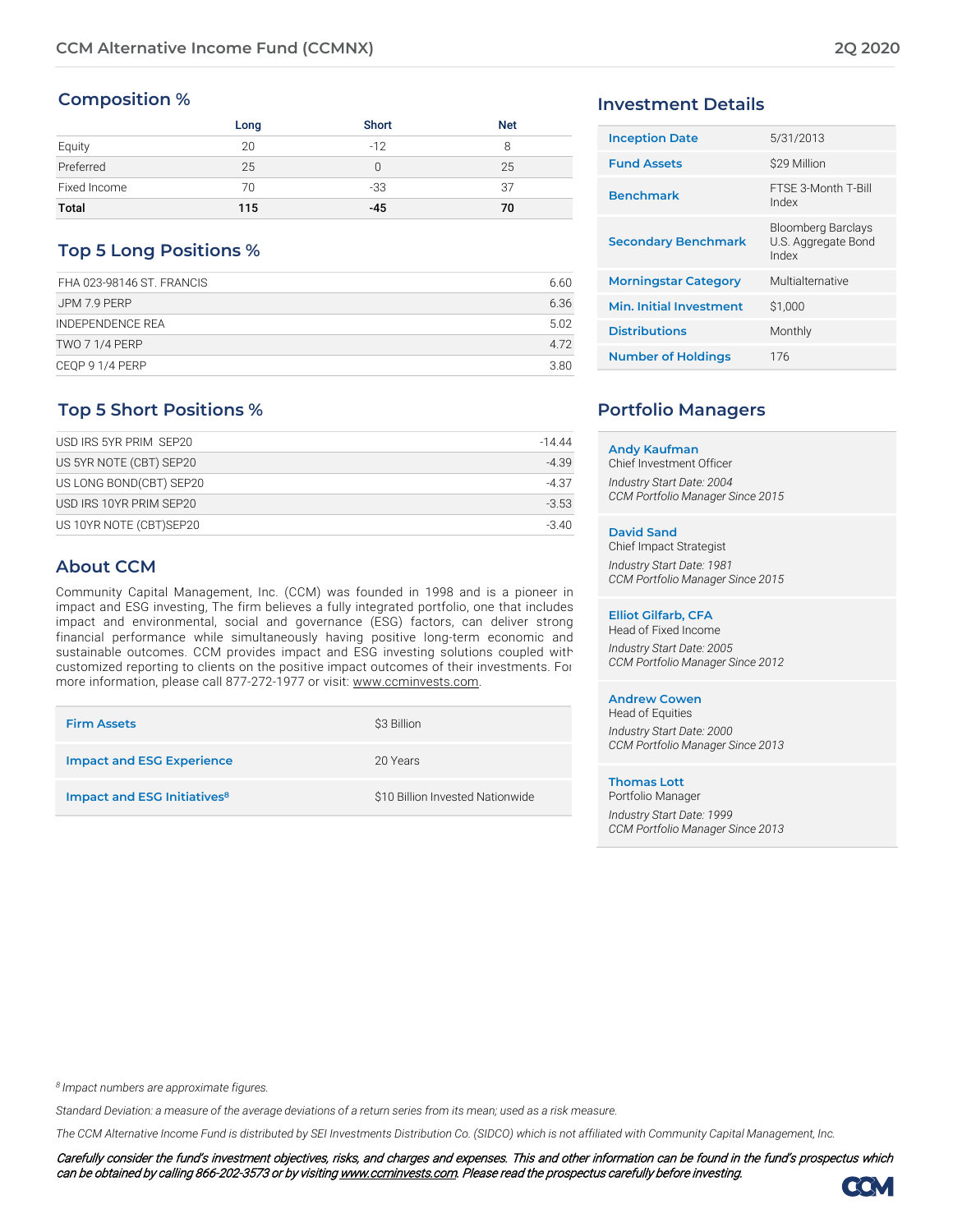## Composition %

| | Long | Short | Net |
|---|---|---|---|
| Equity | 20 | -12 | 8 |
| Preferred | 25 | 0 | 25 |
| Fixed Income | 70 | -33 | 37 |
| **Total** | **115** | **-45** | **70** |

## Top 5 Long Positions %

| | |
|---|---|
| FHA 023-98146 ST. FRANCIS | 6.60 |
| JPM 7.9 PERP | 6.36 |
| INDEPENDENCE REA | 5.02 |
| TWO 7 1/4 PERP | 4.72 |
| CEQP 9 1/4 PERP | 3.80 |

## Top 5 Short Positions %

| | |
|---|---|
| USD IRS 5YR PRIM SEP20 | -14.44 |
| US 5YR NOTE (CBT) SEP20 | -4.39 |
| US LONG BOND(CBT) SEP20 | -4.37 |
| USD IRS 10YR PRIM SEP20 | -3.53 |
| US 10YR NOTE (CBT)SEP20 | -3.40 |

## About CCM

Community Capital Management, Inc. (CCM) was founded in 1998 and is a pioneer in impact and ESG investing, The firm believes a fully integrated portfolio, one that includes impact and environmental, social and governance (ESG) factors, can deliver strong financial performance while simultaneously having positive long-term economic and sustainable outcomes. CCM provides impact and ESG investing solutions coupled with customized reporting to clients on the positive impact outcomes of their investments. For more information, please call 877-272-1977 or visit: www.ccminvests.com.

| | |
|---|---|
| **Firm Assets** | $3 Billion |
| **Impact and ESG Experience** | 20 Years |
| **Impact and ESG Initiatives**[8] | $10 Billion Invested Nationwide |

## Investment Details

| | |
|---|---|
| **Inception Date** | 5/31/2013 |
| **Fund Assets** | $29 Million |
| **Benchmark** | FTSE 3-Month T-Bill Index |
| **Secondary Benchmark** | Bloomberg Barclays U.S. Aggregate Bond Index |
| **Morningstar Category** | Multialternative |
| **Min. Initial Investment** | $1,000 |
| **Distributions** | Monthly |
| **Number of Holdings** | 176 |

## Portfolio Managers

**Andy Kaufman**
Chief Investment Officer
*Industry Start Date: 2004*
*CCM Portfolio Manager Since 2015*

**David Sand**
Chief Impact Strategist
*Industry Start Date: 1981*
*CCM Portfolio Manager Since 2015*

**Elliot Gilfarb, CFA**
Head of Fixed Income
*Industry Start Date: 2005*
*CCM Portfolio Manager Since 2012*

**Andrew Cowen**
Head of Equities
*Industry Start Date: 2000*
*CCM Portfolio Manager Since 2013*

**Thomas Lott**
Portfolio Manager
*Industry Start Date: 1999*
*CCM Portfolio Manager Since 2013*

[8] *Impact numbers are approximate figures.*

*Standard Deviation: a measure of the average deviations of a return series from its mean; used as a risk measure.*

*The CCM Alternative Income Fund is distributed by SEI Investments Distribution Co. (SIDCO) which is not affiliated with Community Capital Management, Inc.*

*Carefully consider the fund's investment objectives, risks, and charges and expenses. This and other information can be found in the fund's prospectus which can be obtained by calling 866-202-3573 or by visiting www.ccminvests.com. Please read the prospectus carefully before investing.*